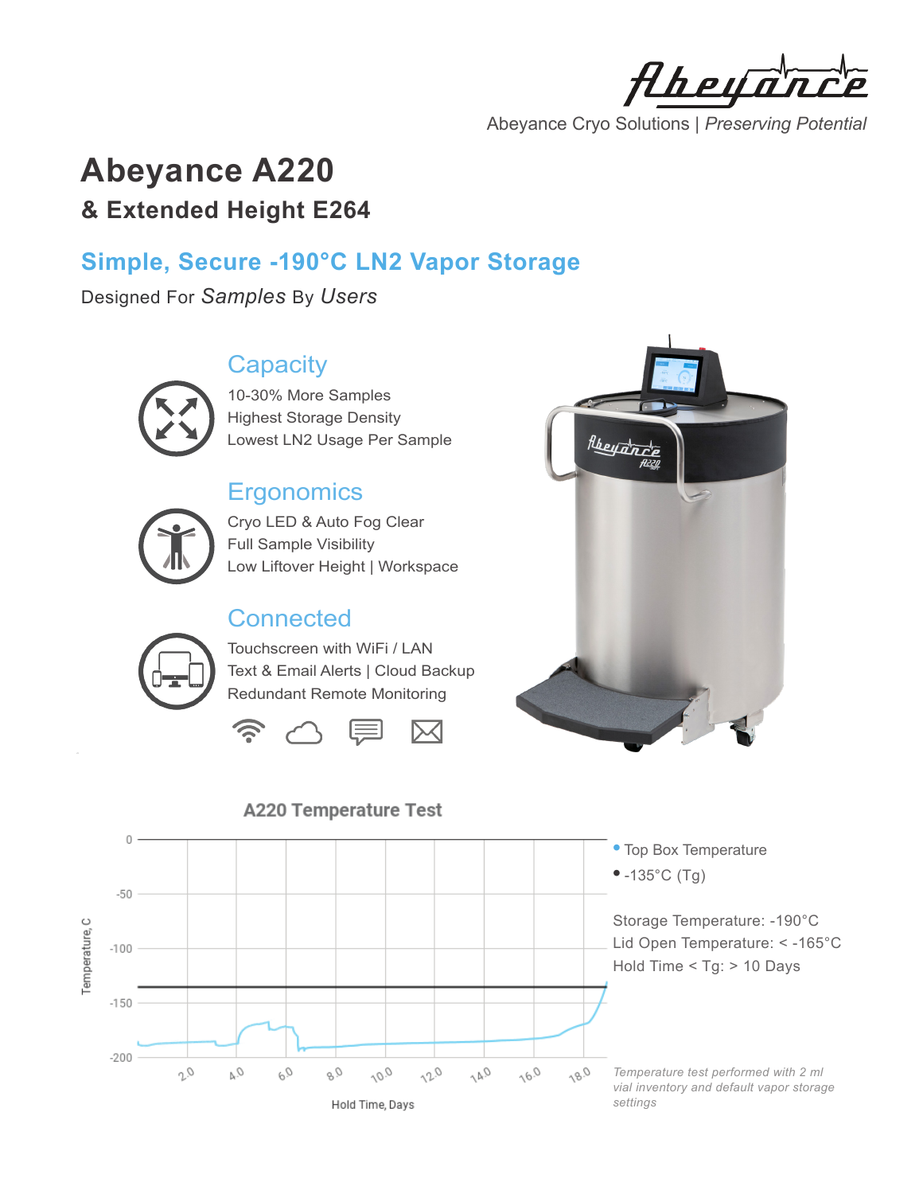Abeyance Cryo Solutions | *Preserving Potential*

# Abeyance A220

## & Extended Height E264

## Simple, Secure -190°C LN2 Vapor Storage

Designed For *Samples* By *Users*

### Capacity

10-30% More Samples
Highest Storage Density
Lowest LN2 Usage Per Sample

### Ergonomics

Cryo LED & Auto Fog Clear
Full Sample Visibility
Low Liftover Height | Workspace

### Connected

Touchscreen with WiFi / LAN
Text & Email Alerts | Cloud Backup
Redundant Remote Monitoring

### A220 Temperature Test

- Top Box Temperature
- -135°C (Tg)

Storage Temperature: -190°C
Lid Open Temperature: < -165°C
Hold Time < Tg: > 10 Days

*Temperature test performed with 2 ml vial inventory and default vapor storage settings*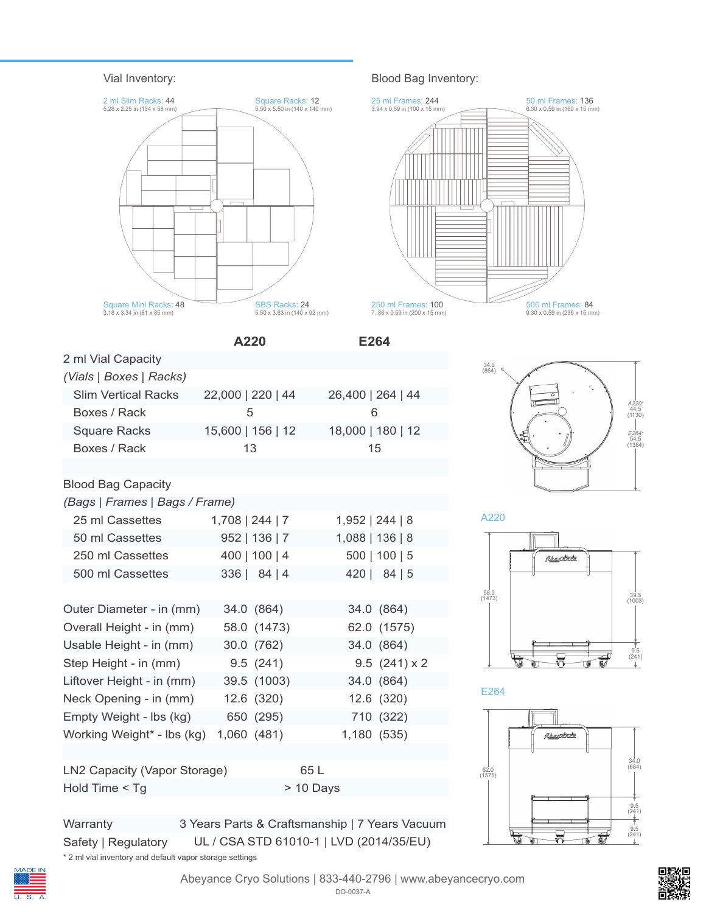## Vial Inventory:

2 ml Slim Racks: 44
5.28 x 2.25 in (134 x 58 mm)

Square Racks: 12
5.50 x 5.50 in (140 x 140 mm)

Square Mini Racks: 48
3.18 x 3.34 in (81 x 85 mm)

SBS Racks: 24
5.50 x 3.63 in (140 x 92 mm)

## Blood Bag Inventory:

25 ml Frames: 244
3.94 x 0.59 in (100 x 15 mm)

50 ml Frames: 136
6.30 x 0.59 in (160 x 15 mm)

250 ml Frames: 100
7..88 x 0.59 in (200 x 15 mm)

500 ml Frames: 84
9.30 x 0.59 in (236 x 15 mm)

| | A220 | E264 |
|---|---|---|
| 2 ml Vial Capacity | | |
| *(Vials \| Boxes \| Racks)* | | |
| Slim Vertical Racks | 22,000 \| 220 \| 44 | 26,400 \| 264 \| 44 |
| Boxes / Rack | 5 | 6 |
| Square Racks | 15,600 \| 156 \| 12 | 18,000 \| 180 \| 12 |
| Boxes / Rack | 13 | 15 |
| | | |
| Blood Bag Capacity | | |
| *(Bags \| Frames \| Bags / Frame)* | | |
| 25 ml Cassettes | 1,708 \| 244 \| 7 | 1,952 \| 244 \| 8 |
| 50 ml Cassettes | 952 \| 136 \| 7 | 1,088 \| 136 \| 8 |
| 250 ml Cassettes | 400 \| 100 \| 4 | 500 \| 100 \| 5 |
| 500 ml Cassettes | 336 \| 84 \| 4 | 420 \| 84 \| 5 |
| | | |
| Outer Diameter - in (mm) | 34.0 (864) | 34.0 (864) |
| Overall Height - in (mm) | 58.0 (1473) | 62.0 (1575) |
| Usable Height - in (mm) | 30.0 (762) | 34.0 (864) |
| Step Height - in (mm) | 9.5 (241) | 9.5 (241) x 2 |
| Liftover Height - in (mm) | 39.5 (1003) | 34.0 (864) |
| Neck Opening - in (mm) | 12.6 (320) | 12.6 (320) |
| Empty Weight - lbs (kg) | 650 (295) | 710 (322) |
| Working Weight* - lbs (kg) | 1,060 (481) | 1,180 (535) |
| | | |
| LN2 Capacity (Vapor Storage) | 65 L | |
| Hold Time < Tg | > 10 Days | |
| | | |
| Warranty | 3 Years Parts & Craftsmanship \| 7 Years Vacuum | |
| Safety \| Regulatory | UL / CSA STD 61010-1 \| LVD (2014/35/EU) | |

\* 2 ml vial inventory and default vapor storage settings

34.0
(864)

A220:
44.5
(1130)

E264:
54.5
(1384)

A220

58.0
(1473)

39.5
(1003)

9.5
(241)

E264

62.0
(1575)

34.0
(684)

9.5
(241)

9.5
(241)

MADE IN U. S. A.

Abeyance Cryo Solutions | 833-440-2796 | www.abeyancecryo.com

DO-0037-A